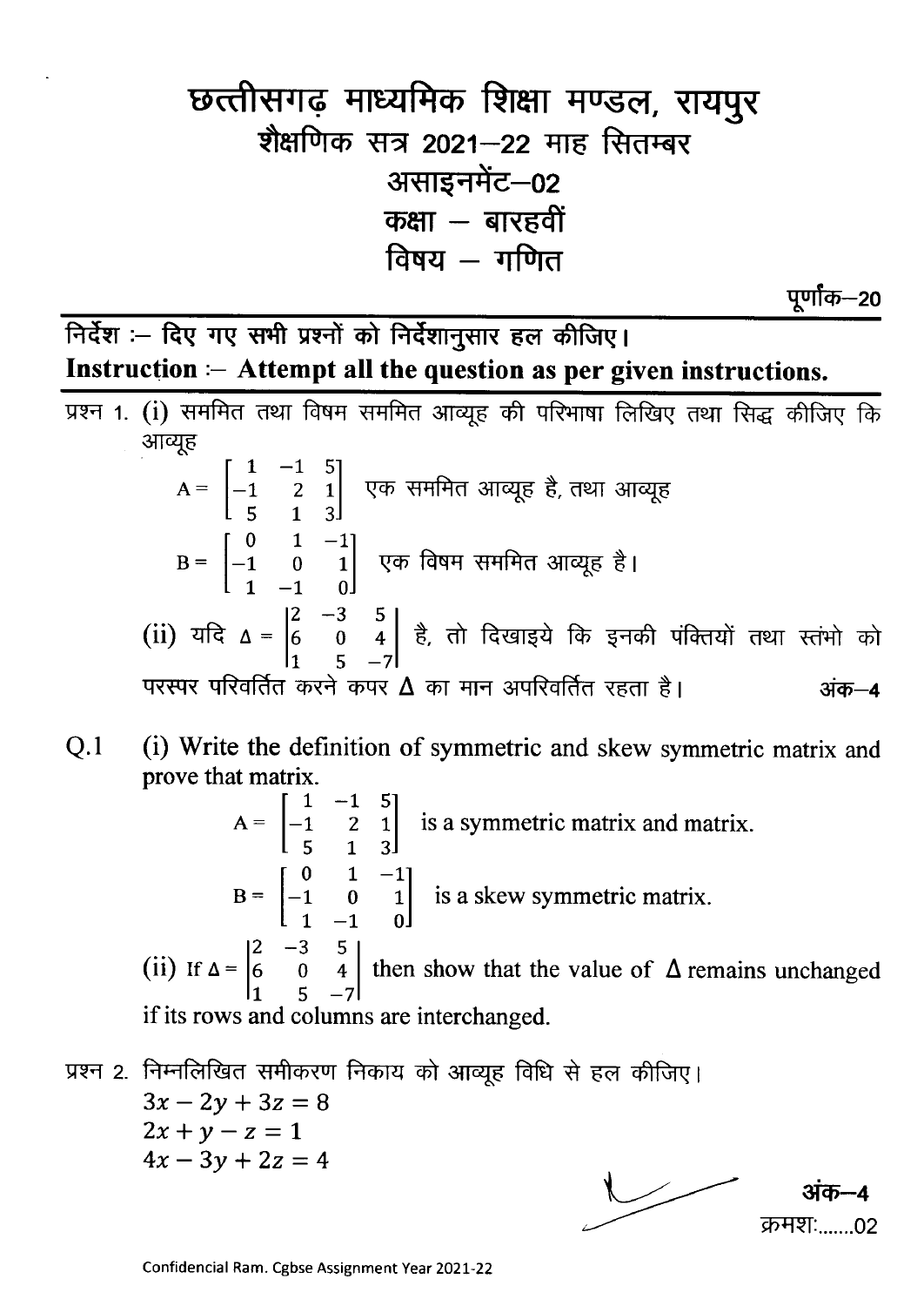# छत्तीसगढ़ माध्यमिक शिक्षा मण्डल, रायपुर

## शैक्षणिक सत्र 2021–22 माह सितम्बर

## असाइनमेंट–02

## कक्षा – बारहवीं

## विषय – गणित

**पूर्णांक–20**

**निर्देश :– दिए गए सभी प्रश्नों को निर्देशानुसार हल कीजिए।**

**Instruction :– Attempt all the question as per given instructions.**

प्रश्न 1. (i) सममित तथा विषम सममित आव्यूह की परिभाषा लिखिए तथा सिद्ध कीजिए कि आव्यूह

$$A = \begin{bmatrix} 1 & -1 & 5 \\ -1 & 2 & 1 \\ 5 & 1 & 3 \end{bmatrix}$$ एक सममित आव्यूह है, तथा आव्यूह

$$B = \begin{bmatrix} 0 & 1 & -1 \\ -1 & 0 & 1 \\ 1 & -1 & 0 \end{bmatrix}$$ एक विषम सममित आव्यूह है।

(ii) यदि $\Delta = \begin{vmatrix} 2 & -3 & 5 \\ 6 & 0 & 4 \\ 1 & 5 & -7 \end{vmatrix}$ है, तो दिखाइये कि इनकी पंक्तियों तथा स्तंभो को परस्पर परिवर्तित करने कपर $\Delta$ का मान अपरिवर्तित रहता है। **अंक–4**

Q.1 (i) Write the definition of symmetric and skew symmetric matrix and prove that matrix.

$$A = \begin{bmatrix} 1 & -1 & 5 \\ -1 & 2 & 1 \\ 5 & 1 & 3 \end{bmatrix}$$ is a symmetric matrix and matrix.

$$B = \begin{bmatrix} 0 & 1 & -1 \\ -1 & 0 & 1 \\ 1 & -1 & 0 \end{bmatrix}$$ is a skew symmetric matrix.

(ii) If $\Delta = \begin{vmatrix} 2 & -3 & 5 \\ 6 & 0 & 4 \\ 1 & 5 & -7 \end{vmatrix}$ then show that the value of $\Delta$ remains unchanged if its rows and columns are interchanged.

प्रश्न 2. निम्नलिखित समीकरण निकाय को आव्यूह विधि से हल कीजिए।

$3x - 2y + 3z = 8$

$2x + y - z = 1$

$4x - 3y + 2z = 4$

**अंक–4**

क्रमशः.......02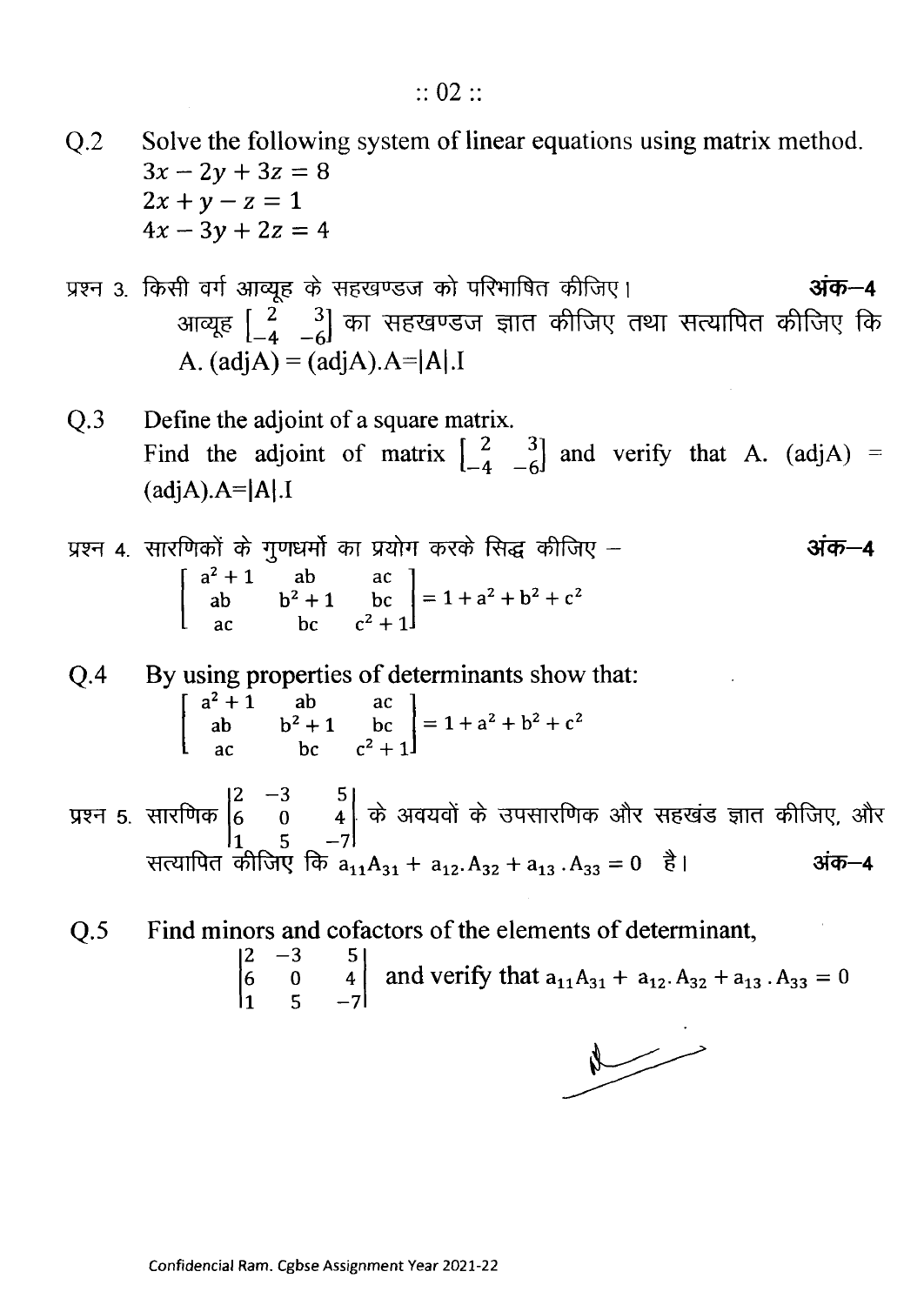Q.2 Solve the following system of linear equations using matrix method.

$$3x - 2y + 3z = 8$$
$$2x + y - z = 1$$
$$4x - 3y + 2z = 4$$

प्रश्न 3. किसी वर्ग आव्यूह के सहखण्डज को परिभाषित कीजिए। **अंक–4**

आव्यूह $\begin{bmatrix} 2 & 3 \\ -4 & -6 \end{bmatrix}$ का सहखण्डज ज्ञात कीजिए तथा सत्यापित कीजिए कि $A.(adjA) = (adjA).A = |A|.I$

Q.3 Define the adjoint of a square matrix.

Find the adjoint of matrix $\begin{bmatrix} 2 & 3 \\ -4 & -6 \end{bmatrix}$ and verify that $A.(adjA) = (adjA).A = |A|.I$

प्रश्न 4. सारणिकों के गुणधर्मो का प्रयोग करके सिद्ध कीजिए – **अंक–4**

$$\begin{bmatrix} a^2+1 & ab & ac \\ ab & b^2+1 & bc \\ ac & bc & c^2+1 \end{bmatrix} = 1 + a^2 + b^2 + c^2$$

Q.4 By using properties of determinants show that:

$$\begin{bmatrix} a^2+1 & ab & ac \\ ab & b^2+1 & bc \\ ac & bc & c^2+1 \end{bmatrix} = 1 + a^2 + b^2 + c^2$$

प्रश्न 5. सारणिक $\begin{vmatrix} 2 & -3 & 5 \\ 6 & 0 & 4 \\ 1 & 5 & -7 \end{vmatrix}$ के अवयवों के उपसारणिक और सहखंड ज्ञात कीजिए, और सत्यापित कीजिए कि $a_{11}A_{31} + a_{12}.A_{32} + a_{13}.A_{33} = 0$ है। **अंक–4**

Q.5 Find minors and cofactors of the elements of determinant,

$\begin{vmatrix} 2 & -3 & 5 \\ 6 & 0 & 4 \\ 1 & 5 & -7 \end{vmatrix}$ and verify that $a_{11}A_{31} + a_{12}.A_{32} + a_{13}.A_{33} = 0$

Confidencial Ram. Cgbse Assignment Year 2021-22